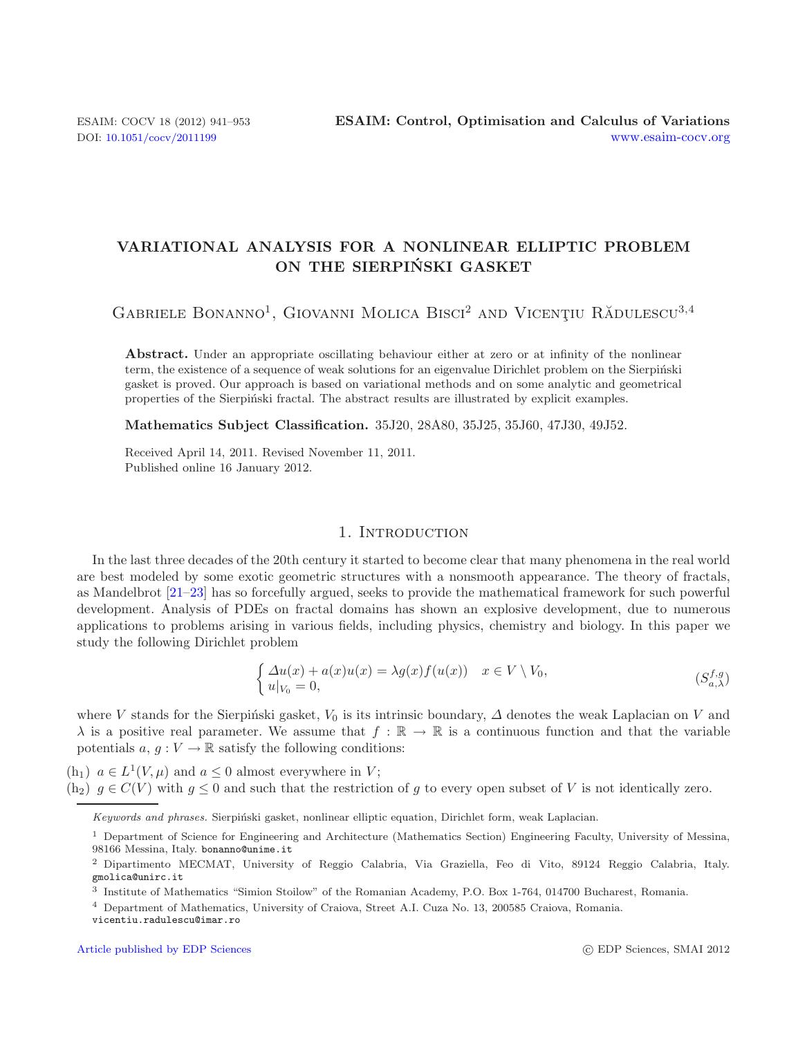# VARIATIONAL ANALYSIS FOR A NONLINEAR ELLIPTIC PROBLEM ON THE SIERPIŃSKI GASKET

Gabriele Bonanno[1], Giovanni Molica Bisci[2] and Vicenţiu Rădulescu[3,4]

**Abstract.** Under an appropriate oscillating behaviour either at zero or at infinity of the nonlinear term, the existence of a sequence of weak solutions for an eigenvalue Dirichlet problem on the Sierpiński gasket is proved. Our approach is based on variational methods and on some analytic and geometrical properties of the Sierpiński fractal. The abstract results are illustrated by explicit examples.

**Mathematics Subject Classification.** 35J20, 28A80, 35J25, 35J60, 47J30, 49J52.

Received April 14, 2011. Revised November 11, 2011.
Published online 16 January 2012.

## 1. Introduction

In the last three decades of the 20th century it started to become clear that many phenomena in the real world are best modeled by some exotic geometric structures with a nonsmooth appearance. The theory of fractals, as Mandelbrot [21–23] has so forcefully argued, seeks to provide the mathematical framework for such powerful development. Analysis of PDEs on fractal domains has shown an explosive development, due to numerous applications to problems arising in various fields, including physics, chemistry and biology. In this paper we study the following Dirichlet problem

$$\begin{cases} \Delta u(x) + a(x)u(x) = \lambda g(x) f(u(x)) & x \in V \setminus V_0, \\ u|_{V_0} = 0, \end{cases} \qquad (S_{a,\lambda}^{f,g})$$

where $V$ stands for the Sierpiński gasket, $V_0$ is its intrinsic boundary, $\Delta$ denotes the weak Laplacian on $V$ and $\lambda$ is a positive real parameter. We assume that $f : \mathbb{R} \to \mathbb{R}$ is a continuous function and that the variable potentials $a, g : V \to \mathbb{R}$ satisfy the following conditions:

(h$_1$) $a \in L^1(V, \mu)$ and $a \leq 0$ almost everywhere in $V$;

(h$_2$) $g \in C(V)$ with $g \leq 0$ and such that the restriction of $g$ to every open subset of $V$ is not identically zero.

---

*Keywords and phrases.* Sierpiński gasket, nonlinear elliptic equation, Dirichlet form, weak Laplacian.

[1] Department of Science for Engineering and Architecture (Mathematics Section) Engineering Faculty, University of Messina, 98166 Messina, Italy. bonanno@unime.it

[2] Dipartimento MECMAT, University of Reggio Calabria, Via Graziella, Feo di Vito, 89124 Reggio Calabria, Italy. gmolica@unirc.it

[3] Institute of Mathematics "Simion Stoilow" of the Romanian Academy, P.O. Box 1-764, 014700 Bucharest, Romania.

[4] Department of Mathematics, University of Craiova, Street A.I. Cuza No. 13, 200585 Craiova, Romania. vicentiu.radulescu@imar.ro

Article published by EDP Sciences © EDP Sciences, SMAI 2012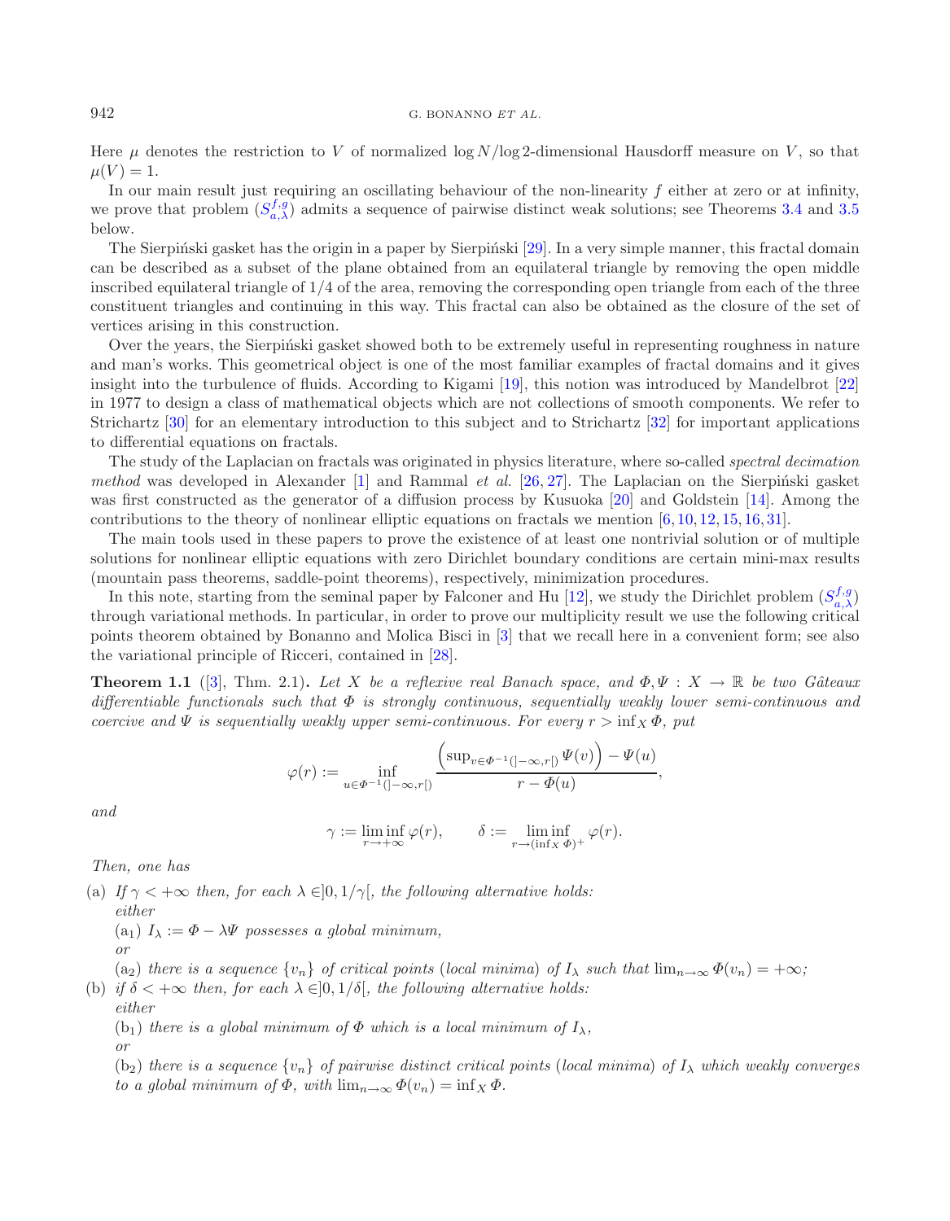Here $\mu$ denotes the restriction to $V$ of normalized $\log N/\log 2$-dimensional Hausdorff measure on $V$, so that $\mu(V) = 1$.

In our main result just requiring an oscillating behaviour of the non-linearity $f$ either at zero or at infinity, we prove that problem $(S_{a,\lambda}^{f,g})$ admits a sequence of pairwise distinct weak solutions; see Theorems 3.4 and 3.5 below.

The Sierpiński gasket has the origin in a paper by Sierpiński [29]. In a very simple manner, this fractal domain can be described as a subset of the plane obtained from an equilateral triangle by removing the open middle inscribed equilateral triangle of 1/4 of the area, removing the corresponding open triangle from each of the three constituent triangles and continuing in this way. This fractal can also be obtained as the closure of the set of vertices arising in this construction.

Over the years, the Sierpiński gasket showed both to be extremely useful in representing roughness in nature and man's works. This geometrical object is one of the most familiar examples of fractal domains and it gives insight into the turbulence of fluids. According to Kigami [19], this notion was introduced by Mandelbrot [22] in 1977 to design a class of mathematical objects which are not collections of smooth components. We refer to Strichartz [30] for an elementary introduction to this subject and to Strichartz [32] for important applications to differential equations on fractals.

The study of the Laplacian on fractals was originated in physics literature, where so-called *spectral decimation method* was developed in Alexander [1] and Rammal *et al.* [26, 27]. The Laplacian on the Sierpiński gasket was first constructed as the generator of a diffusion process by Kusuoka [20] and Goldstein [14]. Among the contributions to the theory of nonlinear elliptic equations on fractals we mention [6, 10, 12, 15, 16, 31].

The main tools used in these papers to prove the existence of at least one nontrivial solution or of multiple solutions for nonlinear elliptic equations with zero Dirichlet boundary conditions are certain mini-max results (mountain pass theorems, saddle-point theorems), respectively, minimization procedures.

In this note, starting from the seminal paper by Falconer and Hu [12], we study the Dirichlet problem $(S_{a,\lambda}^{f,g})$ through variational methods. In particular, in order to prove our multiplicity result we use the following critical points theorem obtained by Bonanno and Molica Bisci in [3] that we recall here in a convenient form; see also the variational principle of Ricceri, contained in [28].

**Theorem 1.1** ([3], Thm. 2.1)**.** *Let $X$ be a reflexive real Banach space, and $\Phi, \Psi : X \to \mathbb{R}$ be two Gâteaux differentiable functionals such that $\Phi$ is strongly continuous, sequentially weakly lower semi-continuous and coercive and $\Psi$ is sequentially weakly upper semi-continuous. For every $r > \inf_X \Phi$, put*

$$\varphi(r) := \inf_{u\in\Phi^{-1}(]-\infty,r[)} \frac{\left(\sup_{v\in\Phi^{-1}(]-\infty,r[)}\Psi(v)\right) - \Psi(u)}{r - \Phi(u)},$$

*and*

$$\gamma := \liminf_{r\to+\infty} \varphi(r), \qquad \delta := \liminf_{r\to(\inf_X \Phi)^+} \varphi(r).$$

*Then, one has*

(a) *If $\gamma < +\infty$ then, for each $\lambda \in ]0, 1/\gamma[$, the following alternative holds: either*
 (a$_1$) *$I_\lambda := \Phi - \lambda\Psi$ possesses a global minimum,*
 *or*
 (a$_2$) *there is a sequence $\{v_n\}$ of critical points (local minima) of $I_\lambda$ such that $\lim_{n\to\infty} \Phi(v_n) = +\infty$;*

(b) *if $\delta < +\infty$ then, for each $\lambda \in ]0, 1/\delta[$, the following alternative holds: either*
 (b$_1$) *there is a global minimum of $\Phi$ which is a local minimum of $I_\lambda$,*
 *or*
 (b$_2$) *there is a sequence $\{v_n\}$ of pairwise distinct critical points (local minima) of $I_\lambda$ which weakly converges to a global minimum of $\Phi$, with $\lim_{n\to\infty} \Phi(v_n) = \inf_X \Phi$.*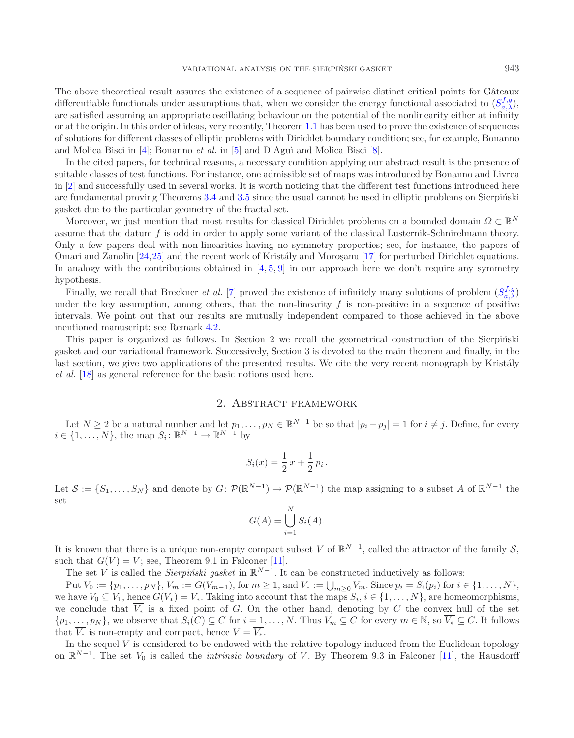The above theoretical result assures the existence of a sequence of pairwise distinct critical points for Gâteaux differentiable functionals under assumptions that, when we consider the energy functional associated to ($S^{f,g}_{a,\lambda}$), are satisfied assuming an appropriate oscillating behaviour on the potential of the nonlinearity either at infinity or at the origin. In this order of ideas, very recently, Theorem 1.1 has been used to prove the existence of sequences of solutions for different classes of elliptic problems with Dirichlet boundary condition; see, for example, Bonanno and Molica Bisci in [4]; Bonanno *et al.* in [5] and D'Aguì and Molica Bisci [8].

In the cited papers, for technical reasons, a necessary condition applying our abstract result is the presence of suitable classes of test functions. For instance, one admissible set of maps was introduced by Bonanno and Livrea in [2] and successfully used in several works. It is worth noticing that the different test functions introduced here are fundamental proving Theorems 3.4 and 3.5 since the usual cannot be used in elliptic problems on Sierpiński gasket due to the particular geometry of the fractal set.

Moreover, we just mention that most results for classical Dirichlet problems on a bounded domain $\Omega \subset \mathbb{R}^N$ assume that the datum $f$ is odd in order to apply some variant of the classical Lusternik-Schnirelmann theory. Only a few papers deal with non-linearities having no symmetry properties; see, for instance, the papers of Omari and Zanolin [24,25] and the recent work of Kristály and Moroşanu [17] for perturbed Dirichlet equations. In analogy with the contributions obtained in [4, 5, 9] in our approach here we don't require any symmetry hypothesis.

Finally, we recall that Breckner *et al.* [7] proved the existence of infinitely many solutions of problem ($S^{f,g}_{a,\lambda}$) under the key assumption, among others, that the non-linearity $f$ is non-positive in a sequence of positive intervals. We point out that our results are mutually independent compared to those achieved in the above mentioned manuscript; see Remark 4.2.

This paper is organized as follows. In Section 2 we recall the geometrical construction of the Sierpiński gasket and our variational framework. Successively, Section 3 is devoted to the main theorem and finally, in the last section, we give two applications of the presented results. We cite the very recent monograph by Kristály *et al.* [18] as general reference for the basic notions used here.

## 2. Abstract framework

Let $N \geq 2$ be a natural number and let $p_1, \ldots, p_N \in \mathbb{R}^{N-1}$ be so that $|p_i - p_j| = 1$ for $i \neq j$. Define, for every $i \in \{1, \ldots, N\}$, the map $S_i \colon \mathbb{R}^{N-1} \to \mathbb{R}^{N-1}$ by

$$S_i(x) = \frac{1}{2}\, x + \frac{1}{2}\, p_i\,.$$

Let $\mathcal{S} := \{S_1, \ldots, S_N\}$ and denote by $G \colon \mathcal{P}(\mathbb{R}^{N-1}) \to \mathcal{P}(\mathbb{R}^{N-1})$ the map assigning to a subset $A$ of $\mathbb{R}^{N-1}$ the set

$$G(A) = \bigcup_{i=1}^{N} S_i(A).$$

It is known that there is a unique non-empty compact subset $V$ of $\mathbb{R}^{N-1}$, called the attractor of the family $\mathcal{S}$, such that $G(V) = V$; see, Theorem 9.1 in Falconer [11].

The set $V$ is called the *Sierpiński gasket* in $\mathbb{R}^{N-1}$. It can be constructed inductively as follows:

Put $V_0 := \{p_1, \ldots, p_N\}$, $V_m := G(V_{m-1})$, for $m \geq 1$, and $V_* := \bigcup_{m \geq 0} V_m$. Since $p_i = S_i(p_i)$ for $i \in \{1, \ldots, N\}$, we have $V_0 \subseteq V_1$, hence $G(V_*) = V_*$. Taking into account that the maps $S_i$, $i \in \{1, \ldots, N\}$, are homeomorphisms, we conclude that $\overline{V_*}$ is a fixed point of $G$. On the other hand, denoting by $C$ the convex hull of the set $\{p_1, \ldots, p_N\}$, we observe that $S_i(C) \subseteq C$ for $i = 1, \ldots, N$. Thus $V_m \subseteq C$ for every $m \in \mathbb{N}$, so $\overline{V_*} \subseteq C$. It follows that $\overline{V_*}$ is non-empty and compact, hence $V = \overline{V_*}$.

In the sequel $V$ is considered to be endowed with the relative topology induced from the Euclidean topology on $\mathbb{R}^{N-1}$. The set $V_0$ is called the *intrinsic boundary* of $V$. By Theorem 9.3 in Falconer [11], the Hausdorff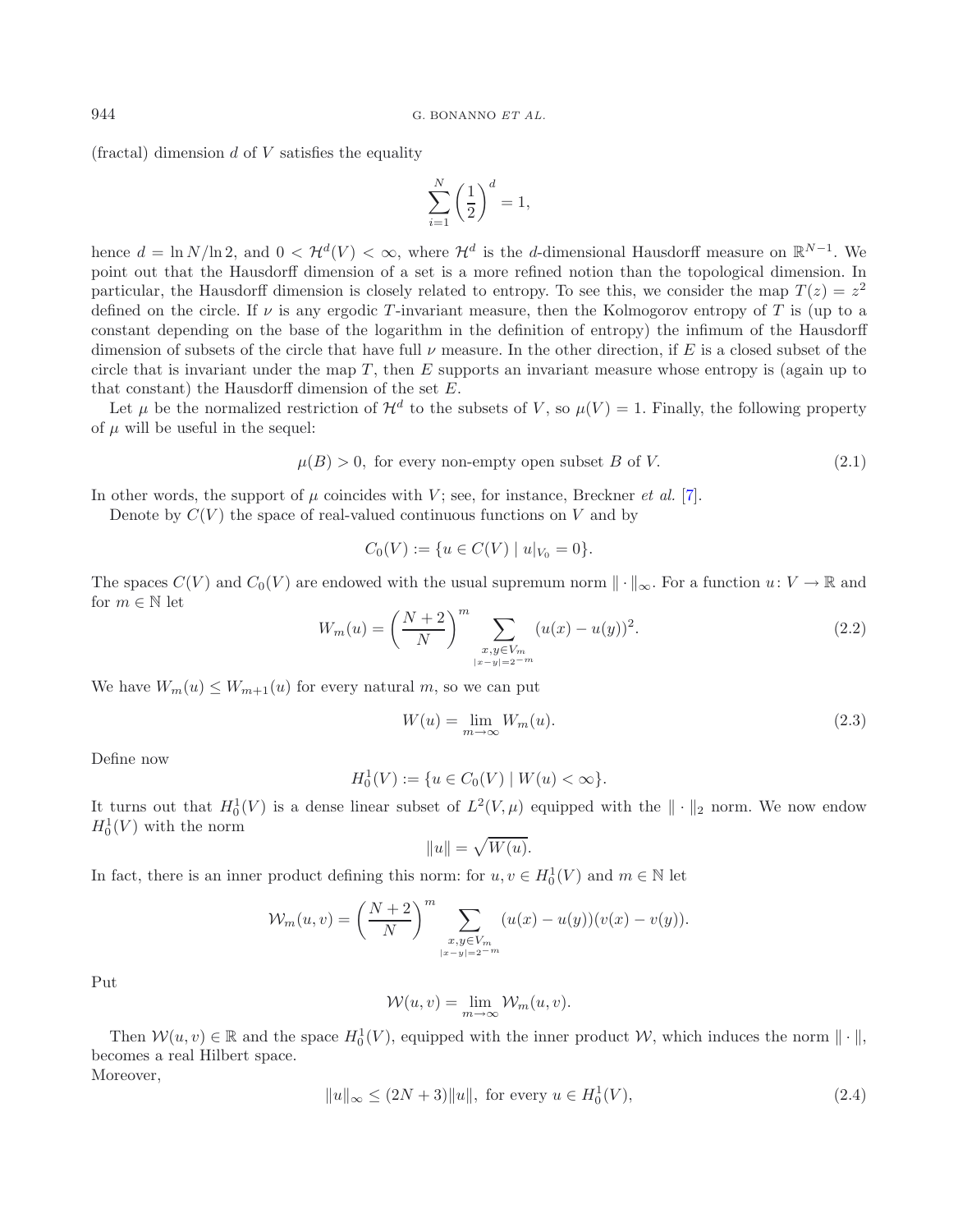(fractal) dimension $d$ of $V$ satisfies the equality

$$\sum_{i=1}^{N} \left(\frac{1}{2}\right)^{d} = 1,$$

hence $d = \ln N / \ln 2$, and $0 < \mathcal{H}^d(V) < \infty$, where $\mathcal{H}^d$ is the $d$-dimensional Hausdorff measure on $\mathbb{R}^{N-1}$. We point out that the Hausdorff dimension of a set is a more refined notion than the topological dimension. In particular, the Hausdorff dimension is closely related to entropy. To see this, we consider the map $T(z) = z^2$ defined on the circle. If $\nu$ is any ergodic $T$-invariant measure, then the Kolmogorov entropy of $T$ is (up to a constant depending on the base of the logarithm in the definition of entropy) the infimum of the Hausdorff dimension of subsets of the circle that have full $\nu$ measure. In the other direction, if $E$ is a closed subset of the circle that is invariant under the map $T$, then $E$ supports an invariant measure whose entropy is (again up to that constant) the Hausdorff dimension of the set $E$.

Let $\mu$ be the normalized restriction of $\mathcal{H}^d$ to the subsets of $V$, so $\mu(V) = 1$. Finally, the following property of $\mu$ will be useful in the sequel:

$$\mu(B) > 0, \text{ for every non-empty open subset } B \text{ of } V. \tag{2.1}$$

In other words, the support of $\mu$ coincides with $V$; see, for instance, Breckner *et al.* [7].

Denote by $C(V)$ the space of real-valued continuous functions on $V$ and by

$$C_0(V) := \{u \in C(V) \mid u|_{V_0} = 0\}.$$

The spaces $C(V)$ and $C_0(V)$ are endowed with the usual supremum norm $\|\cdot\|_\infty$. For a function $u\colon V \to \mathbb{R}$ and for $m \in \mathbb{N}$ let

$$W_m(u) = \left(\frac{N+2}{N}\right)^m \sum_{\substack{x,y \in V_m \\ |x-y| = 2^{-m}}} (u(x) - u(y))^2. \tag{2.2}$$

We have $W_m(u) \le W_{m+1}(u)$ for every natural $m$, so we can put

$$W(u) = \lim_{m \to \infty} W_m(u). \tag{2.3}$$

Define now

$$H_0^1(V) := \{u \in C_0(V) \mid W(u) < \infty\}.$$

It turns out that $H_0^1(V)$ is a dense linear subset of $L^2(V, \mu)$ equipped with the $\|\cdot\|_2$ norm. We now endow $H_0^1(V)$ with the norm

$$\|u\| = \sqrt{W(u)}.$$

In fact, there is an inner product defining this norm: for $u, v \in H_0^1(V)$ and $m \in \mathbb{N}$ let

$$\mathcal{W}_m(u,v) = \left(\frac{N+2}{N}\right)^m \sum_{\substack{x,y \in V_m \\ |x-y| = 2^{-m}}} (u(x) - u(y))(v(x) - v(y)).$$

Put

$$\mathcal{W}(u,v) = \lim_{m \to \infty} \mathcal{W}_m(u,v).$$

Then $\mathcal{W}(u,v) \in \mathbb{R}$ and the space $H_0^1(V)$, equipped with the inner product $\mathcal{W}$, which induces the norm $\|\cdot\|$, becomes a real Hilbert space.

Moreover,

$$\|u\|_\infty \le (2N+3)\|u\|, \text{ for every } u \in H_0^1(V), \tag{2.4}$$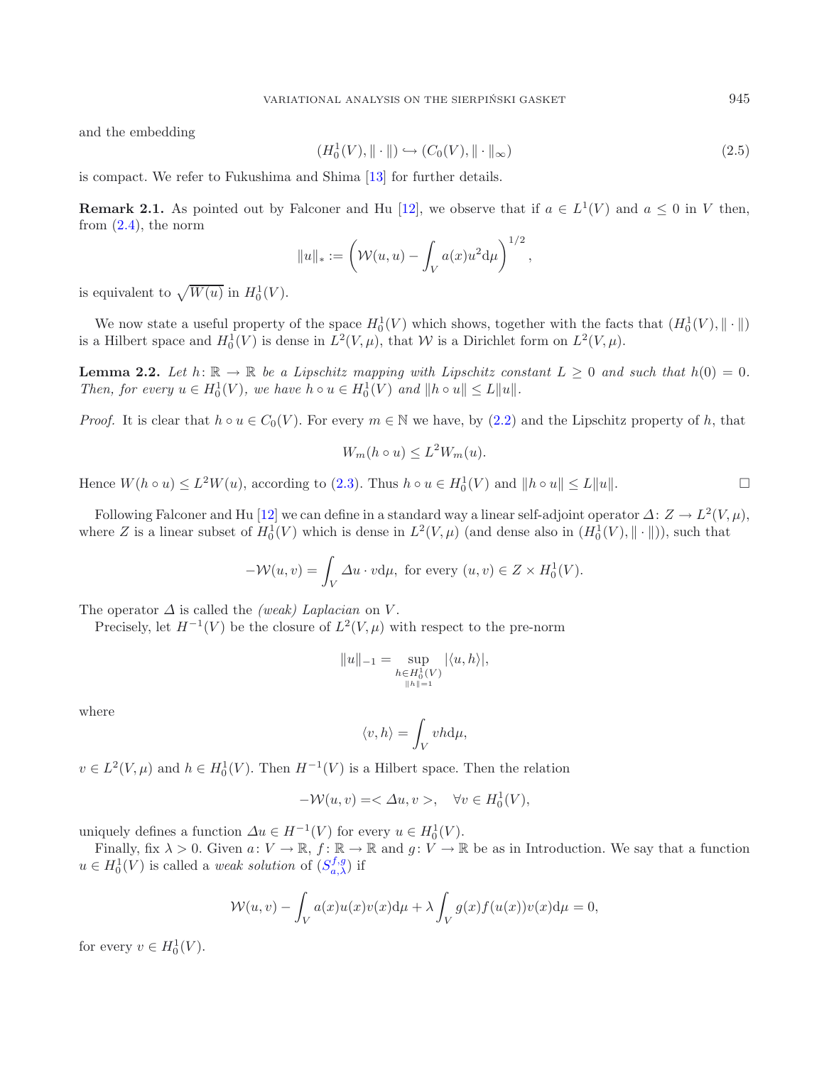and the embedding

$$(H_0^1(V), \|\cdot\|) \hookrightarrow (C_0(V), \|\cdot\|_\infty) \tag{2.5}$$

is compact. We refer to Fukushima and Shima [13] for further details.

**Remark 2.1.** As pointed out by Falconer and Hu [12], we observe that if $a \in L^1(V)$ and $a \leq 0$ in $V$ then, from (2.4), the norm

$$\|u\|_* := \left( \mathcal{W}(u,u) - \int_V a(x) u^2 \mathrm{d}\mu \right)^{1/2},$$

is equivalent to $\sqrt{W(u)}$ in $H_0^1(V)$.

We now state a useful property of the space $H_0^1(V)$ which shows, together with the facts that $(H_0^1(V), \|\cdot\|)$ is a Hilbert space and $H_0^1(V)$ is dense in $L^2(V,\mu)$, that $\mathcal{W}$ is a Dirichlet form on $L^2(V,\mu)$.

**Lemma 2.2.** *Let $h\colon \mathbb{R} \to \mathbb{R}$ be a Lipschitz mapping with Lipschitz constant $L \geq 0$ and such that $h(0) = 0$. Then, for every $u \in H_0^1(V)$, we have $h \circ u \in H_0^1(V)$ and $\|h \circ u\| \leq L\|u\|$.*

*Proof.* It is clear that $h \circ u \in C_0(V)$. For every $m \in \mathbb{N}$ we have, by (2.2) and the Lipschitz property of $h$, that

$$W_m(h \circ u) \leq L^2 W_m(u).$$

Hence $W(h \circ u) \leq L^2 W(u)$, according to (2.3). Thus $h \circ u \in H_0^1(V)$ and $\|h \circ u\| \leq L\|u\|$. □

Following Falconer and Hu [12] we can define in a standard way a linear self-adjoint operator $\Delta\colon Z \to L^2(V,\mu)$, where $Z$ is a linear subset of $H_0^1(V)$ which is dense in $L^2(V,\mu)$ (and dense also in $(H_0^1(V), \|\cdot\|)$), such that

$$-\mathcal{W}(u,v) = \int_V \Delta u \cdot v \mathrm{d}\mu, \text{ for every } (u,v) \in Z \times H_0^1(V).$$

The operator $\Delta$ is called the *(weak) Laplacian* on $V$.

Precisely, let $H^{-1}(V)$ be the closure of $L^2(V,\mu)$ with respect to the pre-norm

$$\|u\|_{-1} = \sup_{\substack{h \in H_0^1(V) \\ \|h\|=1}} |\langle u, h\rangle|,$$

where

$$\langle v, h\rangle = \int_V v h \mathrm{d}\mu,$$

$v \in L^2(V,\mu)$ and $h \in H_0^1(V)$. Then $H^{-1}(V)$ is a Hilbert space. Then the relation

$$-\mathcal{W}(u,v) = < \Delta u, v >, \quad \forall v \in H_0^1(V),$$

uniquely defines a function $\Delta u \in H^{-1}(V)$ for every $u \in H_0^1(V)$.

Finally, fix $\lambda > 0$. Given $a\colon V \to \mathbb{R}$, $f\colon \mathbb{R} \to \mathbb{R}$ and $g\colon V \to \mathbb{R}$ be as in Introduction. We say that a function $u \in H_0^1(V)$ is called a *weak solution* of $(S_{a,\lambda}^{f,g})$ if

$$\mathcal{W}(u,v) - \int_V a(x) u(x) v(x) \mathrm{d}\mu + \lambda \int_V g(x) f(u(x)) v(x) \mathrm{d}\mu = 0,$$

for every $v \in H_0^1(V)$.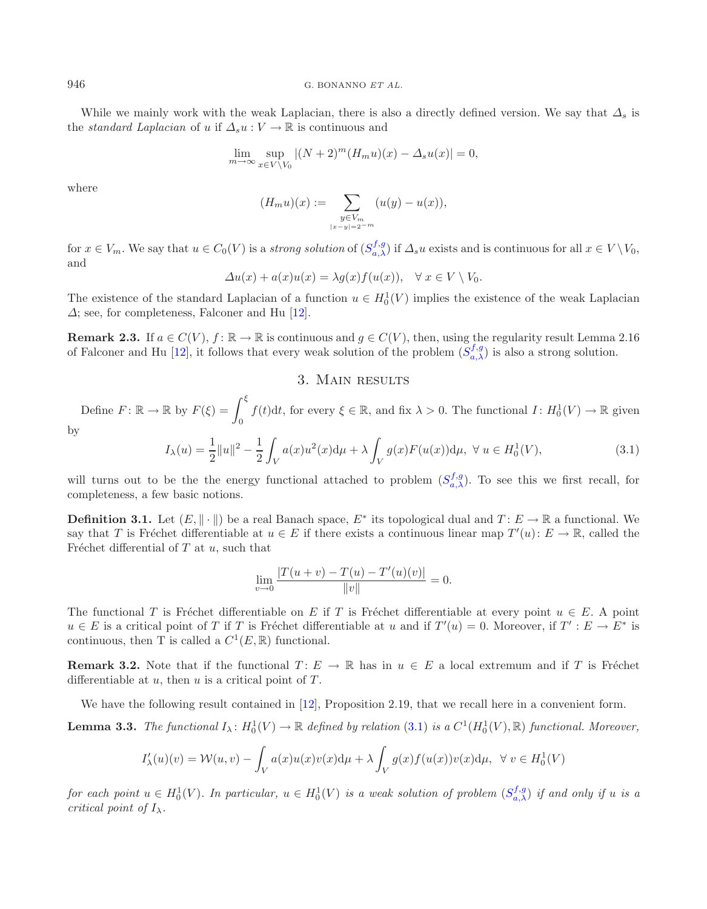While we mainly work with the weak Laplacian, there is also a directly defined version. We say that $\Delta_s$ is the *standard Laplacian* of $u$ if $\Delta_s u : V \to \mathbb{R}$ is continuous and

$$\lim_{m\to\infty} \sup_{x\in V\setminus V_0} |(N+2)^m (H_m u)(x) - \Delta_s u(x)| = 0,$$

where

$$(H_m u)(x) := \sum_{\substack{y\in V_m \\ |x-y|=2^{-m}}} (u(y) - u(x)),$$

for $x \in V_m$. We say that $u \in C_0(V)$ is a *strong solution* of $(S^{f,g}_{a,\lambda})$ if $\Delta_s u$ exists and is continuous for all $x \in V \setminus V_0$, and

$$\Delta u(x) + a(x)u(x) = \lambda g(x) f(u(x)), \quad \forall\, x \in V \setminus V_0.$$

The existence of the standard Laplacian of a function $u \in H^1_0(V)$ implies the existence of the weak Laplacian $\Delta$; see, for completeness, Falconer and Hu [12].

**Remark 2.3.** If $a \in C(V)$, $f : \mathbb{R} \to \mathbb{R}$ is continuous and $g \in C(V)$, then, using the regularity result Lemma 2.16 of Falconer and Hu [12], it follows that every weak solution of the problem $(S^{f,g}_{a,\lambda})$ is also a strong solution.

## 3. Main results

Define $F: \mathbb{R} \to \mathbb{R}$ by $F(\xi) = \displaystyle\int_0^\xi f(t)\mathrm{d}t$, for every $\xi \in \mathbb{R}$, and fix $\lambda > 0$. The functional $I: H^1_0(V) \to \mathbb{R}$ given by

$$I_\lambda(u) = \frac{1}{2}\|u\|^2 - \frac{1}{2}\int_V a(x)u^2(x)\mathrm{d}\mu + \lambda \int_V g(x)F(u(x))\mathrm{d}\mu, \ \forall\, u \in H^1_0(V), \tag{3.1}$$

will turns out to be the the energy functional attached to problem $(S^{f,g}_{a,\lambda})$. To see this we first recall, for completeness, a few basic notions.

**Definition 3.1.** Let $(E, \|\cdot\|)$ be a real Banach space, $E^*$ its topological dual and $T: E \to \mathbb{R}$ a functional. We say that $T$ is Fréchet differentiable at $u \in E$ if there exists a continuous linear map $T'(u): E \to \mathbb{R}$, called the Fréchet differential of $T$ at $u$, such that

$$\lim_{v\to 0} \frac{|T(u+v) - T(u) - T'(u)(v)|}{\|v\|} = 0.$$

The functional $T$ is Fréchet differentiable on $E$ if $T$ is Fréchet differentiable at every point $u \in E$. A point $u \in E$ is a critical point of $T$ if $T$ is Fréchet differentiable at $u$ and if $T'(u) = 0$. Moreover, if $T' : E \to E^*$ is continuous, then T is called a $C^1(E, \mathbb{R})$ functional.

**Remark 3.2.** Note that if the functional $T: E \to \mathbb{R}$ has in $u \in E$ a local extremum and if $T$ is Fréchet differentiable at $u$, then $u$ is a critical point of $T$.

We have the following result contained in [12], Proposition 2.19, that we recall here in a convenient form.

**Lemma 3.3.** *The functional $I_\lambda: H^1_0(V) \to \mathbb{R}$ defined by relation (3.1) is a $C^1(H^1_0(V), \mathbb{R})$ functional. Moreover,*

$$I'_\lambda(u)(v) = \mathcal{W}(u, v) - \int_V a(x)u(x)v(x)\mathrm{d}\mu + \lambda \int_V g(x)f(u(x))v(x)\mathrm{d}\mu, \ \ \forall\, v \in H^1_0(V)$$

*for each point $u \in H^1_0(V)$. In particular, $u \in H^1_0(V)$ is a weak solution of problem $(S^{f,g}_{a,\lambda})$ if and only if $u$ is a critical point of $I_\lambda$.*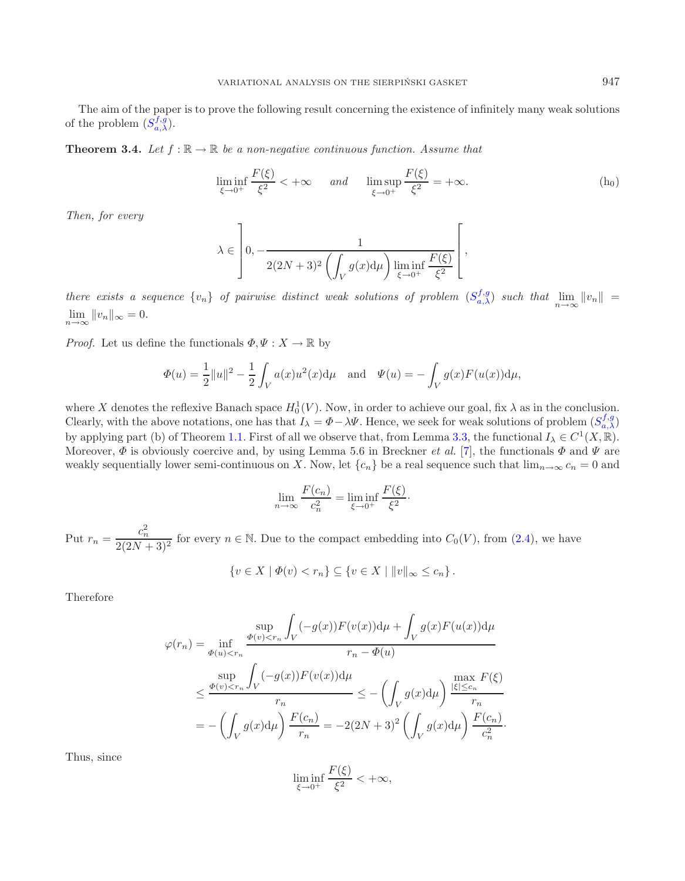The aim of the paper is to prove the following result concerning the existence of infinitely many weak solutions of the problem $(S_{a,\lambda}^{f,g})$.

**Theorem 3.4.** *Let $f : \mathbb{R} \to \mathbb{R}$ be a non-negative continuous function. Assume that*

$$\liminf_{\xi \to 0^+} \frac{F(\xi)}{\xi^2} < +\infty \quad \text{and} \quad \limsup_{\xi \to 0^+} \frac{F(\xi)}{\xi^2} = +\infty. \tag{h$_0$}$$

*Then, for every*

$$\lambda \in \left] 0, -\frac{1}{2(2N+3)^2 \left( \int_V g(x) \mathrm{d}\mu \right) \liminf\limits_{\xi \to 0^+} \frac{F(\xi)}{\xi^2}} \right[,$$

*there exists a sequence $\{v_n\}$ of pairwise distinct weak solutions of problem $(S_{a,\lambda}^{f,g})$ such that $\lim\limits_{n\to\infty} \|v_n\| = \lim\limits_{n\to\infty} \|v_n\|_\infty = 0$.*

*Proof.* Let us define the functionals $\Phi, \Psi : X \to \mathbb{R}$ by

$$\Phi(u) = \frac{1}{2}\|u\|^2 - \frac{1}{2}\int_V a(x)u^2(x)\mathrm{d}\mu \quad \text{and} \quad \Psi(u) = -\int_V g(x)F(u(x))\mathrm{d}\mu,$$

where $X$ denotes the reflexive Banach space $H_0^1(V)$. Now, in order to achieve our goal, fix $\lambda$ as in the conclusion. Clearly, with the above notations, one has that $I_\lambda = \Phi - \lambda\Psi$. Hence, we seek for weak solutions of problem $(S_{a,\lambda}^{f,g})$ by applying part (b) of Theorem 1.1. First of all we observe that, from Lemma 3.3, the functional $I_\lambda \in C^1(X, \mathbb{R})$. Moreover, $\Phi$ is obviously coercive and, by using Lemma 5.6 in Breckner *et al.* [7], the functionals $\Phi$ and $\Psi$ are weakly sequentially lower semi-continuous on $X$. Now, let $\{c_n\}$ be a real sequence such that $\lim_{n\to\infty} c_n = 0$ and

$$\lim_{n\to\infty} \frac{F(c_n)}{c_n^2} = \liminf_{\xi\to 0^+} \frac{F(\xi)}{\xi^2}.$$

Put $r_n = \dfrac{c_n^2}{2(2N+3)^2}$ for every $n \in \mathbb{N}$. Due to the compact embedding into $C_0(V)$, from (2.4), we have

$$\{v \in X \mid \Phi(v) < r_n\} \subseteq \{v \in X \mid \|v\|_\infty \le c_n\}.$$

Therefore

$$\begin{aligned}
\varphi(r_n) &= \inf_{\Phi(u)<r_n} \frac{\sup\limits_{\Phi(v)<r_n} \int_V (-g(x))F(v(x))\mathrm{d}\mu + \int_V g(x)F(u(x))\mathrm{d}\mu}{r_n - \Phi(u)} \\
&\le \frac{\sup\limits_{\Phi(v)<r_n} \int_V (-g(x))F(v(x))\mathrm{d}\mu}{r_n} \le -\left(\int_V g(x)\mathrm{d}\mu\right) \frac{\max\limits_{|\xi|\le c_n} F(\xi)}{r_n} \\
&= -\left(\int_V g(x)\mathrm{d}\mu\right)\frac{F(c_n)}{r_n} = -2(2N+3)^2\left(\int_V g(x)\mathrm{d}\mu\right)\frac{F(c_n)}{c_n^2}.
\end{aligned}$$

Thus, since

$$\liminf_{\xi\to 0^+} \frac{F(\xi)}{\xi^2} < +\infty,$$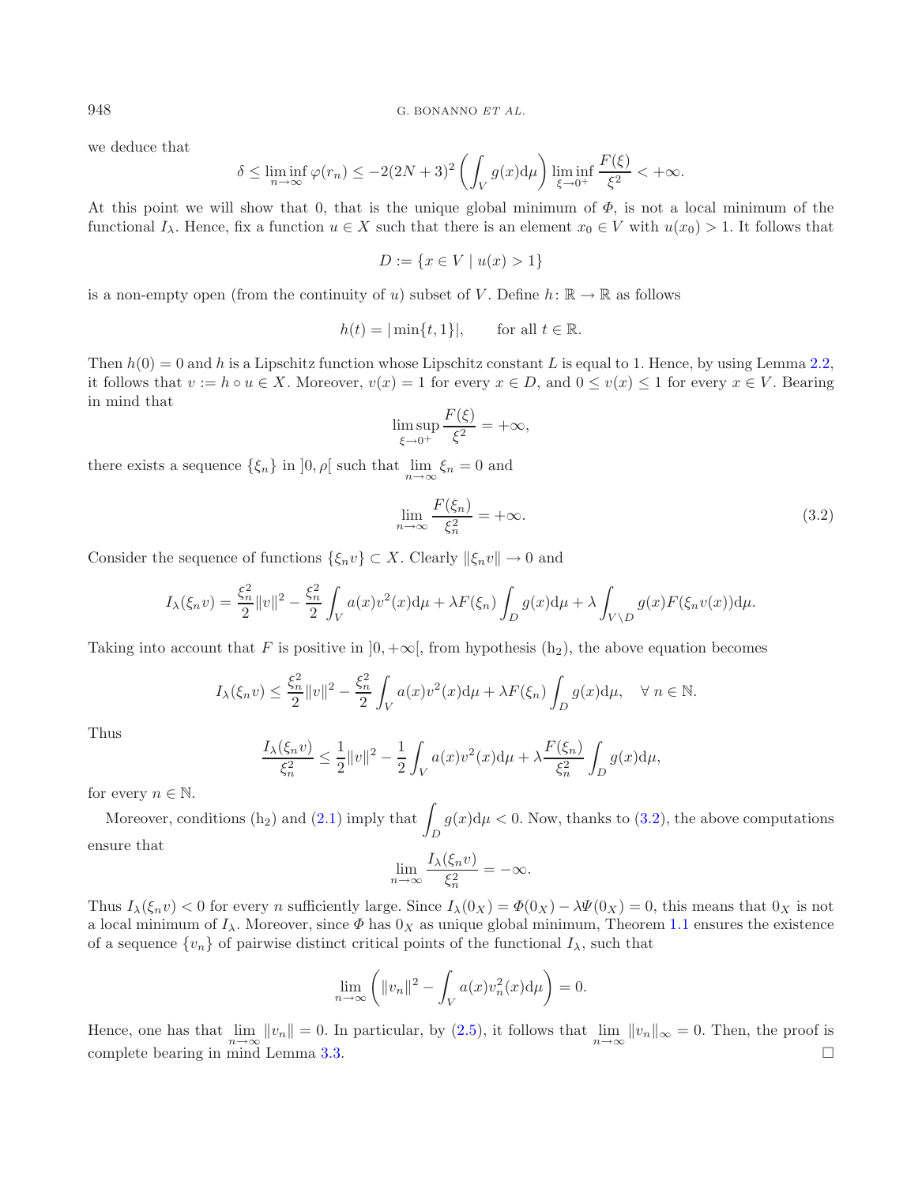we deduce that

$$\delta \leq \liminf_{n\to\infty} \varphi(r_n) \leq -2(2N+3)^2 \left(\int_V g(x)\mathrm{d}\mu\right) \liminf_{\xi\to 0^+} \frac{F(\xi)}{\xi^2} < +\infty.$$

At this point we will show that 0, that is the unique global minimum of $\Phi$, is not a local minimum of the functional $I_\lambda$. Hence, fix a function $u \in X$ such that there is an element $x_0 \in V$ with $u(x_0) > 1$. It follows that

$$D := \{x \in V \mid u(x) > 1\}$$

is a non-empty open (from the continuity of $u$) subset of $V$. Define $h\colon \mathbb{R} \to \mathbb{R}$ as follows

$$h(t) = |\min\{t, 1\}|, \qquad \text{for all } t \in \mathbb{R}.$$

Then $h(0) = 0$ and $h$ is a Lipschitz function whose Lipschitz constant $L$ is equal to 1. Hence, by using Lemma 2.2, it follows that $v := h \circ u \in X$. Moreover, $v(x) = 1$ for every $x \in D$, and $0 \leq v(x) \leq 1$ for every $x \in V$. Bearing in mind that

$$\limsup_{\xi\to 0^+} \frac{F(\xi)}{\xi^2} = +\infty,$$

there exists a sequence $\{\xi_n\}$ in $]0, \rho[$ such that $\lim_{n\to\infty} \xi_n = 0$ and

$$\lim_{n\to\infty} \frac{F(\xi_n)}{\xi_n^2} = +\infty. \tag{3.2}$$

Consider the sequence of functions $\{\xi_n v\} \subset X$. Clearly $\|\xi_n v\| \to 0$ and

$$I_\lambda(\xi_n v) = \frac{\xi_n^2}{2}\|v\|^2 - \frac{\xi_n^2}{2}\int_V a(x)v^2(x)\mathrm{d}\mu + \lambda F(\xi_n)\int_D g(x)\mathrm{d}\mu + \lambda \int_{V\setminus D} g(x)F(\xi_n v(x))\mathrm{d}\mu.$$

Taking into account that $F$ is positive in $]0, +\infty[$, from hypothesis (h$_2$), the above equation becomes

$$I_\lambda(\xi_n v) \leq \frac{\xi_n^2}{2}\|v\|^2 - \frac{\xi_n^2}{2}\int_V a(x)v^2(x)\mathrm{d}\mu + \lambda F(\xi_n)\int_D g(x)\mathrm{d}\mu, \quad \forall\, n \in \mathbb{N}.$$

Thus

$$\frac{I_\lambda(\xi_n v)}{\xi_n^2} \leq \frac{1}{2}\|v\|^2 - \frac{1}{2}\int_V a(x)v^2(x)\mathrm{d}\mu + \lambda\frac{F(\xi_n)}{\xi_n^2}\int_D g(x)\mathrm{d}\mu,$$

for every $n \in \mathbb{N}$.

Moreover, conditions (h$_2$) and (2.1) imply that $\int_D g(x)\mathrm{d}\mu < 0$. Now, thanks to (3.2), the above computations ensure that

$$\lim_{n\to\infty} \frac{I_\lambda(\xi_n v)}{\xi_n^2} = -\infty.$$

Thus $I_\lambda(\xi_n v) < 0$ for every $n$ sufficiently large. Since $I_\lambda(0_X) = \Phi(0_X) - \lambda\Psi(0_X) = 0$, this means that $0_X$ is not a local minimum of $I_\lambda$. Moreover, since $\Phi$ has $0_X$ as unique global minimum, Theorem 1.1 ensures the existence of a sequence $\{v_n\}$ of pairwise distinct critical points of the functional $I_\lambda$, such that

$$\lim_{n\to\infty}\left(\|v_n\|^2 - \int_V a(x)v_n^2(x)\mathrm{d}\mu\right) = 0.$$

Hence, one has that $\lim_{n\to\infty}\|v_n\| = 0$. In particular, by (2.5), it follows that $\lim_{n\to\infty}\|v_n\|_\infty = 0$. Then, the proof is complete bearing in mind Lemma 3.3. $\square$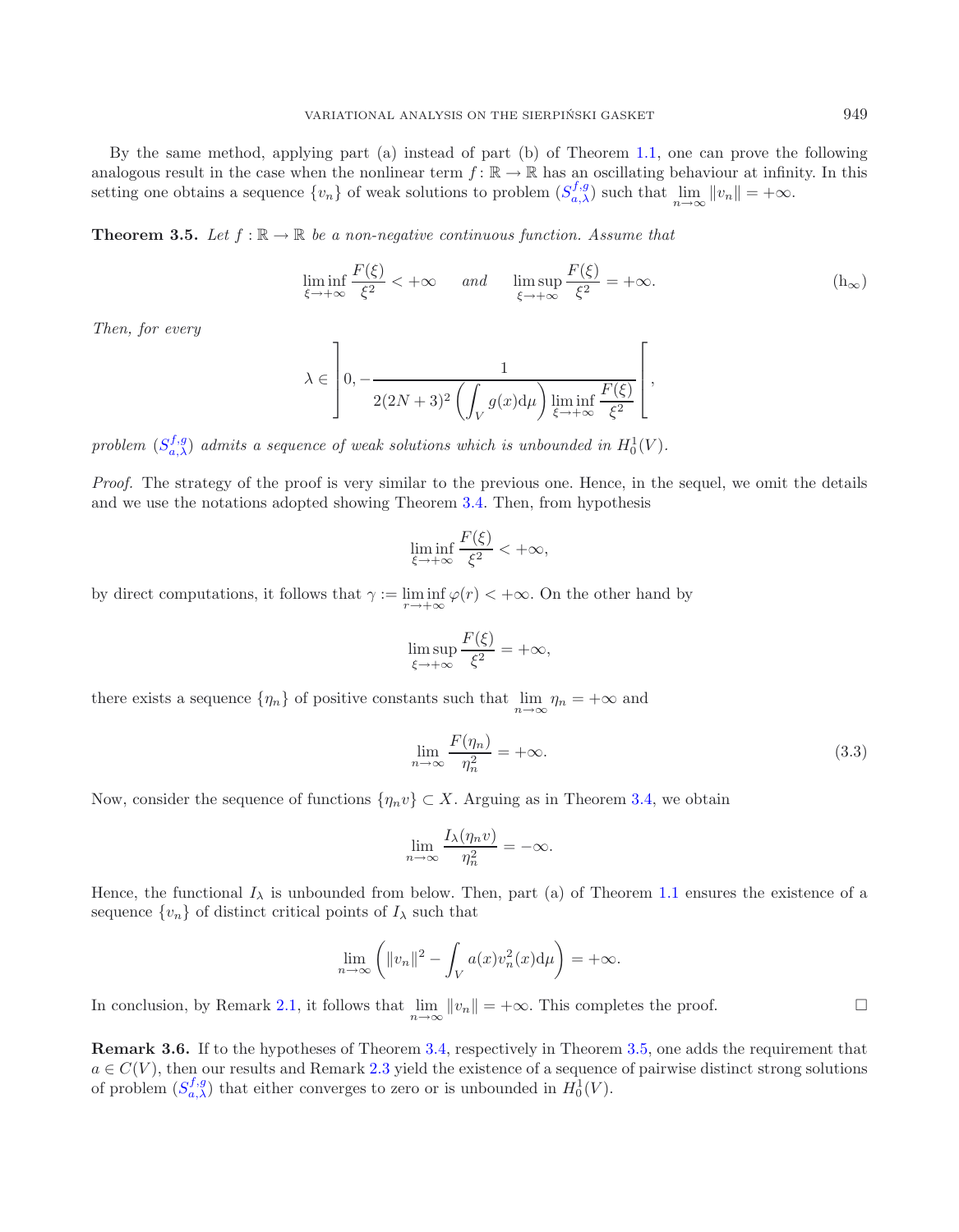By the same method, applying part (a) instead of part (b) of Theorem 1.1, one can prove the following analogous result in the case when the nonlinear term $f\colon \mathbb{R} \to \mathbb{R}$ has an oscillating behaviour at infinity. In this setting one obtains a sequence $\{v_n\}$ of weak solutions to problem $(S_{a,\lambda}^{f,g})$ such that $\lim_{n\to\infty} \|v_n\| = +\infty$.

**Theorem 3.5.** *Let $f : \mathbb{R} \to \mathbb{R}$ be a non-negative continuous function. Assume that*

$$\liminf_{\xi\to+\infty} \frac{F(\xi)}{\xi^2} < +\infty \quad \text{and} \quad \limsup_{\xi\to+\infty} \frac{F(\xi)}{\xi^2} = +\infty. \tag{h$_\infty$}$$

*Then, for every*

$$\lambda \in \left] 0, -\frac{1}{2(2N+3)^2 \left(\int_V g(x)\mathrm{d}\mu\right) \liminf_{\xi\to+\infty} \frac{F(\xi)}{\xi^2}} \right[,$$

*problem $(S_{a,\lambda}^{f,g})$ admits a sequence of weak solutions which is unbounded in $H_0^1(V)$.*

*Proof.* The strategy of the proof is very similar to the previous one. Hence, in the sequel, we omit the details and we use the notations adopted showing Theorem 3.4. Then, from hypothesis

$$\liminf_{\xi\to+\infty} \frac{F(\xi)}{\xi^2} < +\infty,$$

by direct computations, it follows that $\gamma := \liminf_{r\to+\infty} \varphi(r) < +\infty$. On the other hand by

$$\limsup_{\xi\to+\infty} \frac{F(\xi)}{\xi^2} = +\infty,$$

there exists a sequence $\{\eta_n\}$ of positive constants such that $\lim_{n\to\infty} \eta_n = +\infty$ and

$$\lim_{n\to\infty} \frac{F(\eta_n)}{\eta_n^2} = +\infty. \tag{3.3}$$

Now, consider the sequence of functions $\{\eta_n v\} \subset X$. Arguing as in Theorem 3.4, we obtain

$$\lim_{n\to\infty} \frac{I_\lambda(\eta_n v)}{\eta_n^2} = -\infty.$$

Hence, the functional $I_\lambda$ is unbounded from below. Then, part (a) of Theorem 1.1 ensures the existence of a sequence $\{v_n\}$ of distinct critical points of $I_\lambda$ such that

$$\lim_{n\to\infty} \left( \|v_n\|^2 - \int_V a(x) v_n^2(x)\mathrm{d}\mu \right) = +\infty.$$

In conclusion, by Remark 2.1, it follows that $\lim_{n\to\infty} \|v_n\| = +\infty$. This completes the proof. $\square$

**Remark 3.6.** If to the hypotheses of Theorem 3.4, respectively in Theorem 3.5, one adds the requirement that $a \in C(V)$, then our results and Remark 2.3 yield the existence of a sequence of pairwise distinct strong solutions of problem $(S_{a,\lambda}^{f,g})$ that either converges to zero or is unbounded in $H_0^1(V)$.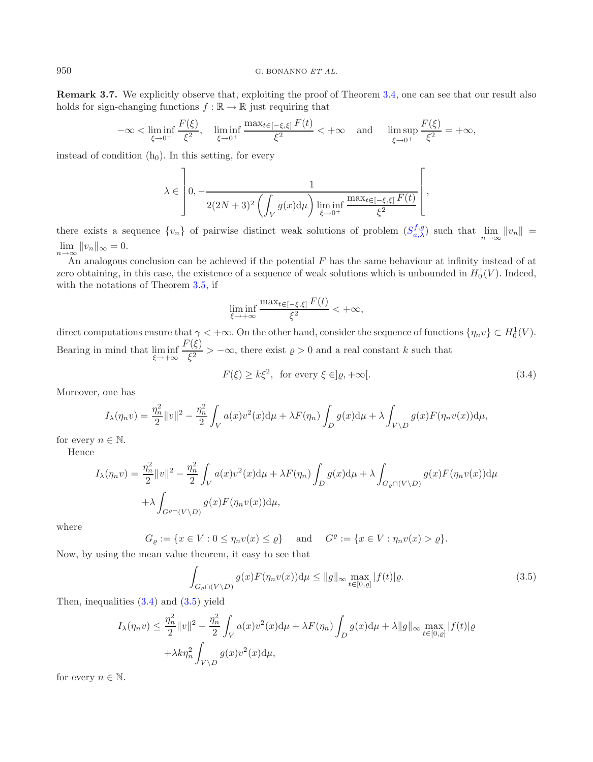**Remark 3.7.** We explicitly observe that, exploiting the proof of Theorem 3.4, one can see that our result also holds for sign-changing functions $f : \mathbb{R} \to \mathbb{R}$ just requiring that

$$-\infty < \liminf_{\xi \to 0^+} \frac{F(\xi)}{\xi^2}, \quad \liminf_{\xi \to 0^+} \frac{\max_{t\in[-\xi,\xi]} F(t)}{\xi^2} < +\infty \quad \text{and} \quad \limsup_{\xi \to 0^+} \frac{F(\xi)}{\xi^2} = +\infty,$$

instead of condition $(\mathrm{h}_0)$. In this setting, for every

$$\lambda \in \left] 0, -\frac{1}{2(2N+3)^2 \left(\int_V g(x)\mathrm{d}\mu\right) \liminf_{\xi \to 0^+} \frac{\max_{t\in[-\xi,\xi]} F(t)}{\xi^2}} \right[,$$

there exists a sequence $\{v_n\}$ of pairwise distinct weak solutions of problem $(S_{a,\lambda}^{f,g})$ such that $\lim_{n\to\infty} \|v_n\| = \lim_{n\to\infty} \|v_n\|_\infty = 0$.

An analogous conclusion can be achieved if the potential $F$ has the same behaviour at infinity instead of at zero obtaining, in this case, the existence of a sequence of weak solutions which is unbounded in $H_0^1(V)$. Indeed, with the notations of Theorem 3.5, if

$$\liminf_{\xi \to +\infty} \frac{\max_{t\in[-\xi,\xi]} F(t)}{\xi^2} < +\infty,$$

direct computations ensure that $\gamma < +\infty$. On the other hand, consider the sequence of functions $\{\eta_n v\} \subset H_0^1(V)$. Bearing in mind that $\liminf_{\xi \to +\infty} \frac{F(\xi)}{\xi^2} > -\infty$, there exist $\varrho > 0$ and a real constant $k$ such that

$$F(\xi) \geq k\xi^2, \text{ for every } \xi \in ]\varrho, +\infty[. \tag{3.4}$$

Moreover, one has

$$I_\lambda(\eta_n v) = \frac{\eta_n^2}{2}\|v\|^2 - \frac{\eta_n^2}{2}\int_V a(x)v^2(x)\mathrm{d}\mu + \lambda F(\eta_n)\int_D g(x)\mathrm{d}\mu + \lambda \int_{V\setminus D} g(x)F(\eta_n v(x))\mathrm{d}\mu,$$

for every $n \in \mathbb{N}$.

Hence

$$\begin{aligned} I_\lambda(\eta_n v) = \frac{\eta_n^2}{2}\|v\|^2 - \frac{\eta_n^2}{2}\int_V a(x)v^2(x)\mathrm{d}\mu + \lambda F(\eta_n)\int_D g(x)\mathrm{d}\mu + \lambda \int_{G_\varrho \cap (V\setminus D)} g(x)F(\eta_n v(x))\mathrm{d}\mu \\ + \lambda \int_{G^\varrho \cap (V\setminus D)} g(x)F(\eta_n v(x))\mathrm{d}\mu, \end{aligned}$$

where

$$G_\varrho := \{x \in V : 0 \leq \eta_n v(x) \leq \varrho\} \quad \text{and} \quad G^\varrho := \{x \in V : \eta_n v(x) > \varrho\}.$$

Now, by using the mean value theorem, it easy to see that

$$\int_{G_\varrho \cap (V\setminus D)} g(x)F(\eta_n v(x))\mathrm{d}\mu \leq \|g\|_\infty \max_{t\in[0,\varrho]} |f(t)|\varrho. \tag{3.5}$$

Then, inequalities (3.4) and (3.5) yield

$$\begin{aligned} I_\lambda(\eta_n v) \leq \frac{\eta_n^2}{2}\|v\|^2 - \frac{\eta_n^2}{2}\int_V a(x)v^2(x)\mathrm{d}\mu + \lambda F(\eta_n)\int_D g(x)\mathrm{d}\mu + \lambda\|g\|_\infty \max_{t\in[0,\varrho]} |f(t)|\varrho \\ + \lambda k\eta_n^2 \int_{V\setminus D} g(x)v^2(x)\mathrm{d}\mu, \end{aligned}$$

for every $n \in \mathbb{N}$.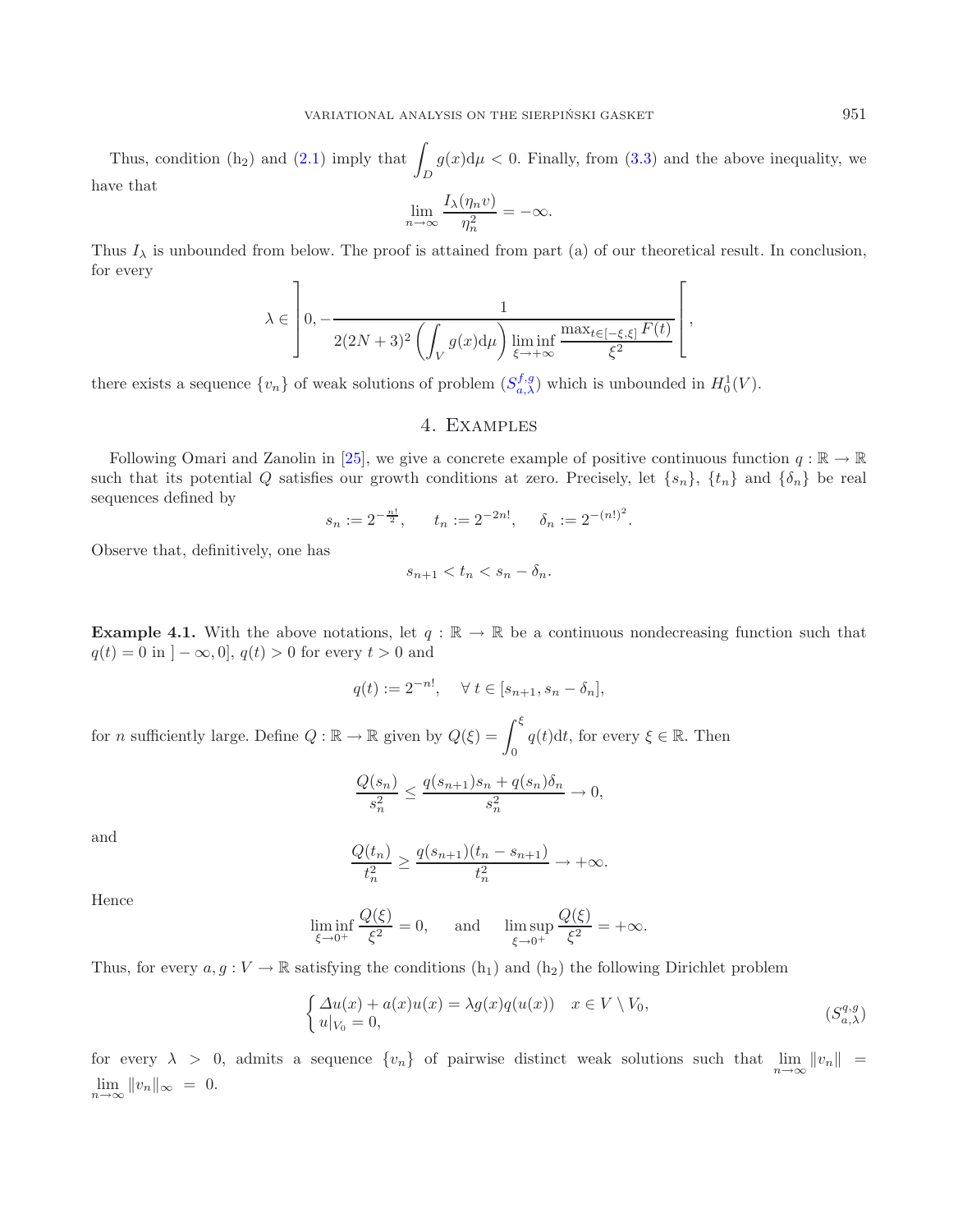Thus, condition (h$_2$) and (2.1) imply that $\int_D g(x)\mathrm{d}\mu < 0$. Finally, from (3.3) and the above inequality, we have that

$$\lim_{n\to\infty} \frac{I_\lambda(\eta_n v)}{\eta_n^2} = -\infty.$$

Thus $I_\lambda$ is unbounded from below. The proof is attained from part (a) of our theoretical result. In conclusion, for every

$$\lambda \in \left]0, -\frac{1}{2(2N+3)^2 \left(\int_V g(x)\mathrm{d}\mu\right) \liminf\limits_{\xi\to+\infty} \frac{\max_{t\in[-\xi,\xi]} F(t)}{\xi^2}}\right[,$$

there exists a sequence $\{v_n\}$ of weak solutions of problem $(S_{a,\lambda}^{f,g})$ which is unbounded in $H_0^1(V)$.

## 4. Examples

Following Omari and Zanolin in [25], we give a concrete example of positive continuous function $q : \mathbb{R} \to \mathbb{R}$ such that its potential $Q$ satisfies our growth conditions at zero. Precisely, let $\{s_n\}$, $\{t_n\}$ and $\{\delta_n\}$ be real sequences defined by

$$s_n := 2^{-\frac{n!}{2}}, \qquad t_n := 2^{-2n!}, \qquad \delta_n := 2^{-(n!)^2}.$$

Observe that, definitively, one has

$$s_{n+1} < t_n < s_n - \delta_n.$$

**Example 4.1.** With the above notations, let $q : \mathbb{R} \to \mathbb{R}$ be a continuous nondecreasing function such that $q(t) = 0$ in $]-\infty, 0]$, $q(t) > 0$ for every $t > 0$ and

$$q(t) := 2^{-n!}, \quad \forall\, t \in [s_{n+1}, s_n - \delta_n],$$

for $n$ sufficiently large. Define $Q : \mathbb{R} \to \mathbb{R}$ given by $Q(\xi) = \int_0^\xi q(t)\mathrm{d}t$, for every $\xi \in \mathbb{R}$. Then

$$\frac{Q(s_n)}{s_n^2} \leq \frac{q(s_{n+1})s_n + q(s_n)\delta_n}{s_n^2} \to 0,$$

and

$$\frac{Q(t_n)}{t_n^2} \geq \frac{q(s_{n+1})(t_n - s_{n+1})}{t_n^2} \to +\infty.$$

Hence

$$\liminf_{\xi\to 0^+} \frac{Q(\xi)}{\xi^2} = 0, \qquad \text{and} \qquad \limsup_{\xi\to 0^+} \frac{Q(\xi)}{\xi^2} = +\infty.$$

Thus, for every $a, g : V \to \mathbb{R}$ satisfying the conditions (h$_1$) and (h$_2$) the following Dirichlet problem

$$\begin{cases} \Delta u(x) + a(x)u(x) = \lambda g(x) q(u(x)) & x \in V \setminus V_0, \\ u|_{V_0} = 0, \end{cases} \tag{$S_{a,\lambda}^{q,g}$}$$

for every $\lambda > 0$, admits a sequence $\{v_n\}$ of pairwise distinct weak solutions such that $\lim_{n\to\infty} \|v_n\| = \lim_{n\to\infty} \|v_n\|_\infty = 0$.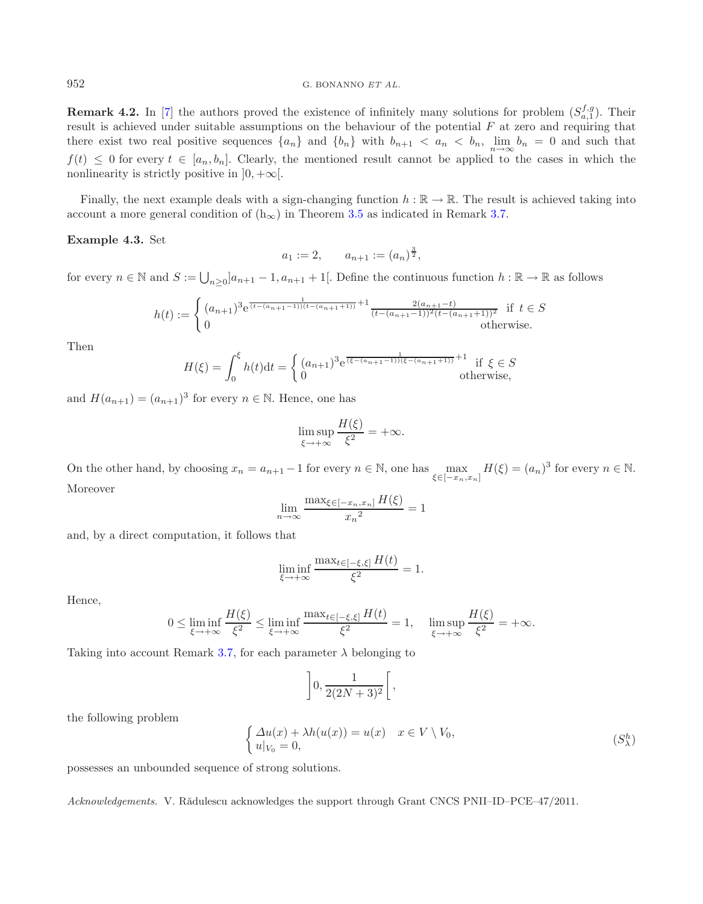**Remark 4.2.** In [7] the authors proved the existence of infinitely many solutions for problem $(S^{f,g}_{a,1})$. Their result is achieved under suitable assumptions on the behaviour of the potential $F$ at zero and requiring that there exist two real positive sequences $\{a_n\}$ and $\{b_n\}$ with $b_{n+1} < a_n < b_n$, $\lim_{n\to\infty} b_n = 0$ and such that $f(t) \leq 0$ for every $t \in [a_n, b_n]$. Clearly, the mentioned result cannot be applied to the cases in which the nonlinearity is strictly positive in $]0, +\infty[$.

Finally, the next example deals with a sign-changing function $h : \mathbb{R} \to \mathbb{R}$. The result is achieved taking into account a more general condition of $(\mathrm{h}_\infty)$ in Theorem 3.5 as indicated in Remark 3.7.

**Example 4.3.** Set

$$a_1 := 2, \qquad a_{n+1} := (a_n)^{\frac{3}{2}},$$

for every $n \in \mathbb{N}$ and $S := \bigcup_{n\geq 0} ]a_{n+1} - 1, a_{n+1} + 1[$. Define the continuous function $h : \mathbb{R} \to \mathbb{R}$ as follows

$$h(t) := \begin{cases} (a_{n+1})^3 \mathrm{e}^{\frac{1}{(t-(a_{n+1}-1))(t-(a_{n+1}+1))}+1} \dfrac{2(a_{n+1}-t)}{(t-(a_{n+1}-1))^2(t-(a_{n+1}+1))^2} & \text{if } t \in S \\ 0 & \text{otherwise.} \end{cases}$$

Then

$$H(\xi) = \int_0^\xi h(t)\mathrm{d}t = \begin{cases} (a_{n+1})^3 \mathrm{e}^{\frac{1}{(\xi-(a_{n+1}-1))(\xi-(a_{n+1}+1))}+1} & \text{if } \xi \in S \\ 0 & \text{otherwise,} \end{cases}$$

and $H(a_{n+1}) = (a_{n+1})^3$ for every $n \in \mathbb{N}$. Hence, one has

$$\limsup_{\xi\to+\infty} \frac{H(\xi)}{\xi^2} = +\infty.$$

On the other hand, by choosing $x_n = a_{n+1} - 1$ for every $n \in \mathbb{N}$, one has $\max_{\xi\in[-x_n,x_n]} H(\xi) = (a_n)^3$ for every $n \in \mathbb{N}$. Moreover

$$\lim_{n\to\infty} \frac{\max_{\xi\in[-x_n,x_n]} H(\xi)}{{x_n}^2} = 1$$

and, by a direct computation, it follows that

$$\liminf_{\xi\to+\infty} \frac{\max_{t\in[-\xi,\xi]} H(t)}{\xi^2} = 1.$$

Hence,

$$0 \leq \liminf_{\xi\to+\infty} \frac{H(\xi)}{\xi^2} \leq \liminf_{\xi\to+\infty} \frac{\max_{t\in[-\xi,\xi]} H(t)}{\xi^2} = 1, \quad \limsup_{\xi\to+\infty} \frac{H(\xi)}{\xi^2} = +\infty.$$

Taking into account Remark 3.7, for each parameter $\lambda$ belonging to

$$\left]0, \frac{1}{2(2N+3)^2}\right[,$$

the following problem

$$\begin{cases} \Delta u(x) + \lambda h(u(x)) = u(x) & x \in V \setminus V_0, \\ u|_{V_0} = 0, \end{cases} \tag{$S^h_\lambda$}$$

possesses an unbounded sequence of strong solutions.

*Acknowledgements.* V. Rădulescu acknowledges the support through Grant CNCS PNII–ID–PCE–47/2011.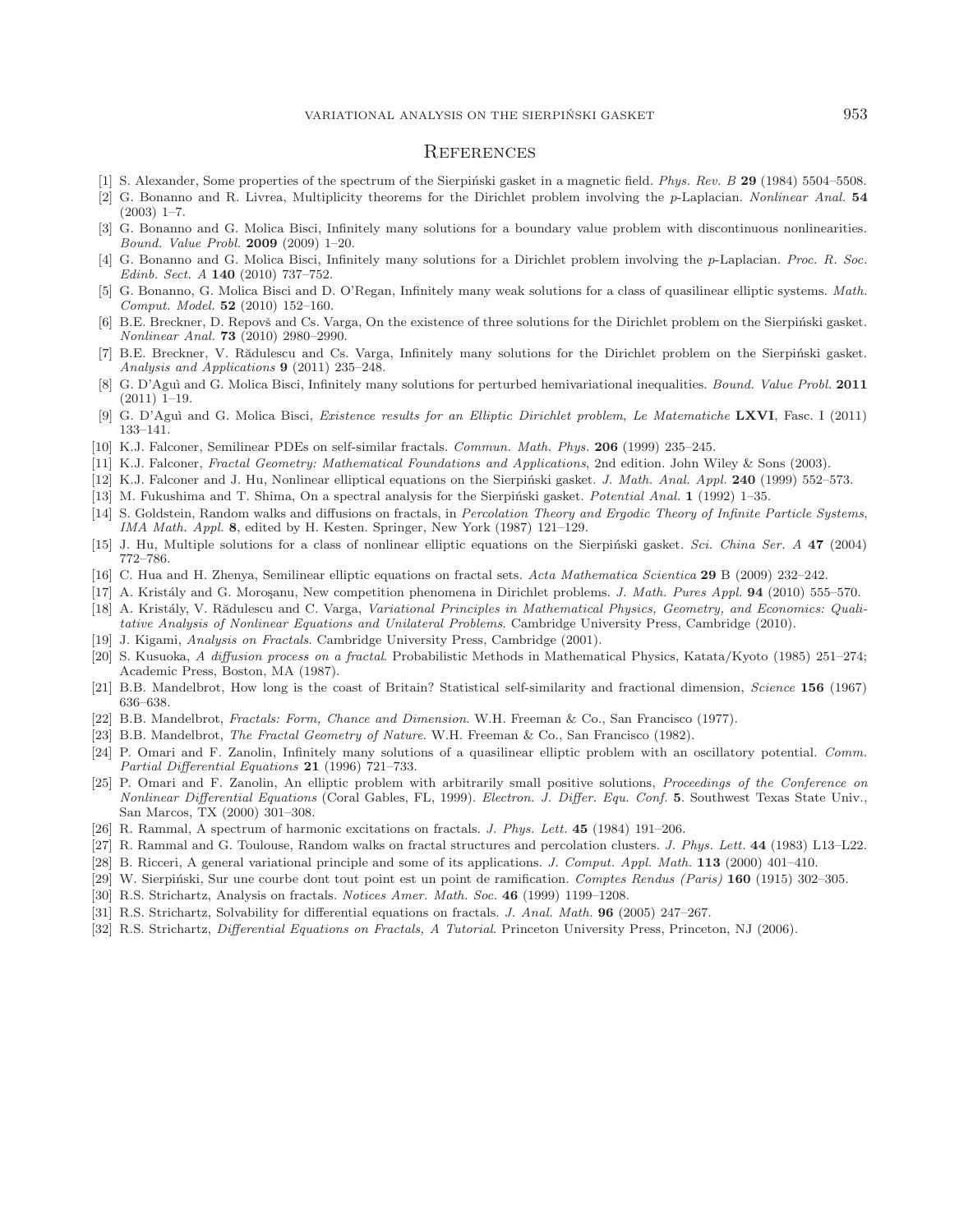## References

[1] S. Alexander, Some properties of the spectrum of the Sierpiński gasket in a magnetic field. *Phys. Rev. B* **29** (1984) 5504–5508.

[2] G. Bonanno and R. Livrea, Multiplicity theorems for the Dirichlet problem involving the $p$-Laplacian. *Nonlinear Anal.* **54** (2003) 1–7.

[3] G. Bonanno and G. Molica Bisci, Infinitely many solutions for a boundary value problem with discontinuous nonlinearities. *Bound. Value Probl.* **2009** (2009) 1–20.

[4] G. Bonanno and G. Molica Bisci, Infinitely many solutions for a Dirichlet problem involving the $p$-Laplacian. *Proc. R. Soc. Edinb. Sect. A* **140** (2010) 737–752.

[5] G. Bonanno, G. Molica Bisci and D. O'Regan, Infinitely many weak solutions for a class of quasilinear elliptic systems. *Math. Comput. Model.* **52** (2010) 152–160.

[6] B.E. Breckner, D. Repovš and Cs. Varga, On the existence of three solutions for the Dirichlet problem on the Sierpiński gasket. *Nonlinear Anal.* **73** (2010) 2980–2990.

[7] B.E. Breckner, V. Rădulescu and Cs. Varga, Infinitely many solutions for the Dirichlet problem on the Sierpiński gasket. *Analysis and Applications* **9** (2011) 235–248.

[8] G. D'Aguì and G. Molica Bisci, Infinitely many solutions for perturbed hemivariational inequalities. *Bound. Value Probl.* **2011** (2011) 1–19.

[9] G. D'Aguì and G. Molica Bisci, *Existence results for an Elliptic Dirichlet problem*, *Le Matematiche* **LXVI**, Fasc. I (2011) 133–141.

[10] K.J. Falconer, Semilinear PDEs on self-similar fractals. *Commun. Math. Phys.* **206** (1999) 235–245.

[11] K.J. Falconer, *Fractal Geometry: Mathematical Foundations and Applications*, 2nd edition. John Wiley & Sons (2003).

[12] K.J. Falconer and J. Hu, Nonlinear elliptical equations on the Sierpiński gasket. *J. Math. Anal. Appl.* **240** (1999) 552–573.

[13] M. Fukushima and T. Shima, On a spectral analysis for the Sierpiński gasket. *Potential Anal.* **1** (1992) 1–35.

[14] S. Goldstein, Random walks and diffusions on fractals, in *Percolation Theory and Ergodic Theory of Infinite Particle Systems*, *IMA Math. Appl.* **8**, edited by H. Kesten. Springer, New York (1987) 121–129.

[15] J. Hu, Multiple solutions for a class of nonlinear elliptic equations on the Sierpiński gasket. *Sci. China Ser. A* **47** (2004) 772–786.

[16] C. Hua and H. Zhenya, Semilinear elliptic equations on fractal sets. *Acta Mathematica Scientica* **29** B (2009) 232–242.

[17] A. Kristály and G. Moroşanu, New competition phenomena in Dirichlet problems. *J. Math. Pures Appl.* **94** (2010) 555–570.

[18] A. Kristály, V. Rădulescu and C. Varga, *Variational Principles in Mathematical Physics, Geometry, and Economics: Qualitative Analysis of Nonlinear Equations and Unilateral Problems*. Cambridge University Press, Cambridge (2010).

[19] J. Kigami, *Analysis on Fractals*. Cambridge University Press, Cambridge (2001).

[20] S. Kusuoka, *A diffusion process on a fractal*. Probabilistic Methods in Mathematical Physics, Katata/Kyoto (1985) 251–274; Academic Press, Boston, MA (1987).

[21] B.B. Mandelbrot, How long is the coast of Britain? Statistical self-similarity and fractional dimension, *Science* **156** (1967) 636–638.

[22] B.B. Mandelbrot, *Fractals: Form, Chance and Dimension*. W.H. Freeman & Co., San Francisco (1977).

[23] B.B. Mandelbrot, *The Fractal Geometry of Nature*. W.H. Freeman & Co., San Francisco (1982).

[24] P. Omari and F. Zanolin, Infinitely many solutions of a quasilinear elliptic problem with an oscillatory potential. *Comm. Partial Differential Equations* **21** (1996) 721–733.

[25] P. Omari and F. Zanolin, An elliptic problem with arbitrarily small positive solutions, *Proceedings of the Conference on Nonlinear Differential Equations* (Coral Gables, FL, 1999). *Electron. J. Differ. Equ. Conf.* **5**. Southwest Texas State Univ., San Marcos, TX (2000) 301–308.

[26] R. Rammal, A spectrum of harmonic excitations on fractals. *J. Phys. Lett.* **45** (1984) 191–206.

[27] R. Rammal and G. Toulouse, Random walks on fractal structures and percolation clusters. *J. Phys. Lett.* **44** (1983) L13–L22.

[28] B. Ricceri, A general variational principle and some of its applications. *J. Comput. Appl. Math.* **113** (2000) 401–410.

[29] W. Sierpiński, Sur une courbe dont tout point est un point de ramification. *Comptes Rendus (Paris)* **160** (1915) 302–305.

[30] R.S. Strichartz, Analysis on fractals. *Notices Amer. Math. Soc.* **46** (1999) 1199–1208.

[31] R.S. Strichartz, Solvability for differential equations on fractals. *J. Anal. Math.* **96** (2005) 247–267.

[32] R.S. Strichartz, *Differential Equations on Fractals, A Tutorial*. Princeton University Press, Princeton, NJ (2006).